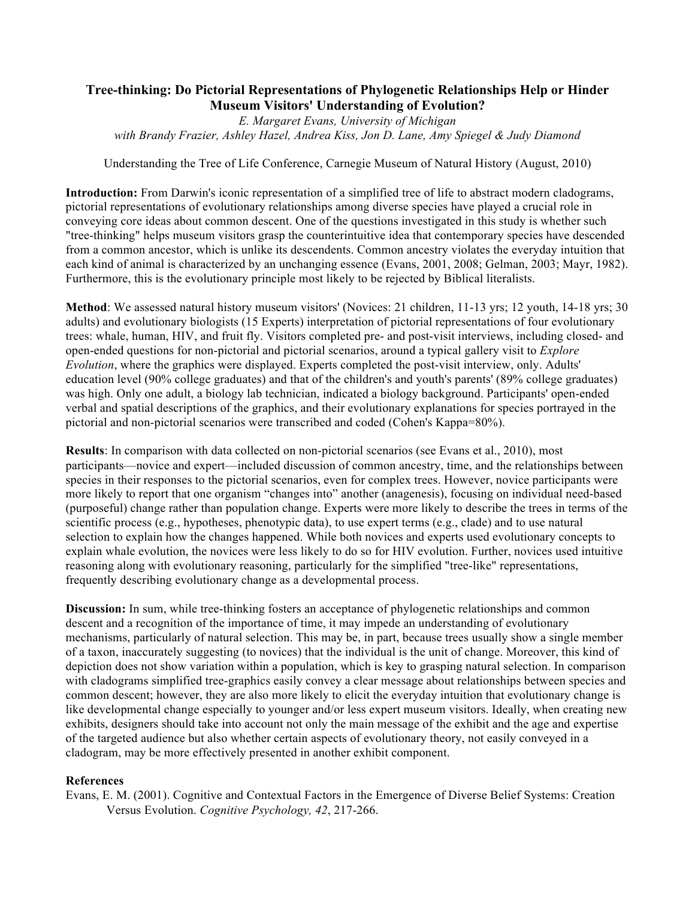# Tree-thinking: Do Pictorial Representations of Phylogenetic Relationships Help or Hinder Museum Visitors' Understanding of Evolution?

*E. Margaret Evans, University of Michigan*
*with Brandy Frazier, Ashley Hazel, Andrea Kiss, Jon D. Lane, Amy Spiegel & Judy Diamond*

Understanding the Tree of Life Conference, Carnegie Museum of Natural History (August, 2010)

**Introduction:** From Darwin's iconic representation of a simplified tree of life to abstract modern cladograms, pictorial representations of evolutionary relationships among diverse species have played a crucial role in conveying core ideas about common descent. One of the questions investigated in this study is whether such "tree-thinking" helps museum visitors grasp the counterintuitive idea that contemporary species have descended from a common ancestor, which is unlike its descendents. Common ancestry violates the everyday intuition that each kind of animal is characterized by an unchanging essence (Evans, 2001, 2008; Gelman, 2003; Mayr, 1982). Furthermore, this is the evolutionary principle most likely to be rejected by Biblical literalists.

**Method**: We assessed natural history museum visitors' (Novices: 21 children, 11-13 yrs; 12 youth, 14-18 yrs; 30 adults) and evolutionary biologists (15 Experts) interpretation of pictorial representations of four evolutionary trees: whale, human, HIV, and fruit fly. Visitors completed pre- and post-visit interviews, including closed- and open-ended questions for non-pictorial and pictorial scenarios, around a typical gallery visit to *Explore Evolution*, where the graphics were displayed. Experts completed the post-visit interview, only. Adults' education level (90% college graduates) and that of the children's and youth's parents' (89% college graduates) was high. Only one adult, a biology lab technician, indicated a biology background. Participants' open-ended verbal and spatial descriptions of the graphics, and their evolutionary explanations for species portrayed in the pictorial and non-pictorial scenarios were transcribed and coded (Cohen's Kappa=80%).

**Results**: In comparison with data collected on non-pictorial scenarios (see Evans et al., 2010), most participants—novice and expert—included discussion of common ancestry, time, and the relationships between species in their responses to the pictorial scenarios, even for complex trees. However, novice participants were more likely to report that one organism "changes into" another (anagenesis), focusing on individual need-based (purposeful) change rather than population change. Experts were more likely to describe the trees in terms of the scientific process (e.g., hypotheses, phenotypic data), to use expert terms (e.g., clade) and to use natural selection to explain how the changes happened. While both novices and experts used evolutionary concepts to explain whale evolution, the novices were less likely to do so for HIV evolution. Further, novices used intuitive reasoning along with evolutionary reasoning, particularly for the simplified "tree-like" representations, frequently describing evolutionary change as a developmental process.

**Discussion:** In sum, while tree-thinking fosters an acceptance of phylogenetic relationships and common descent and a recognition of the importance of time, it may impede an understanding of evolutionary mechanisms, particularly of natural selection. This may be, in part, because trees usually show a single member of a taxon, inaccurately suggesting (to novices) that the individual is the unit of change. Moreover, this kind of depiction does not show variation within a population, which is key to grasping natural selection. In comparison with cladograms simplified tree-graphics easily convey a clear message about relationships between species and common descent; however, they are also more likely to elicit the everyday intuition that evolutionary change is like developmental change especially to younger and/or less expert museum visitors. Ideally, when creating new exhibits, designers should take into account not only the main message of the exhibit and the age and expertise of the targeted audience but also whether certain aspects of evolutionary theory, not easily conveyed in a cladogram, may be more effectively presented in another exhibit component.

## References

Evans, E. M. (2001). Cognitive and Contextual Factors in the Emergence of Diverse Belief Systems: Creation Versus Evolution. *Cognitive Psychology, 42*, 217-266.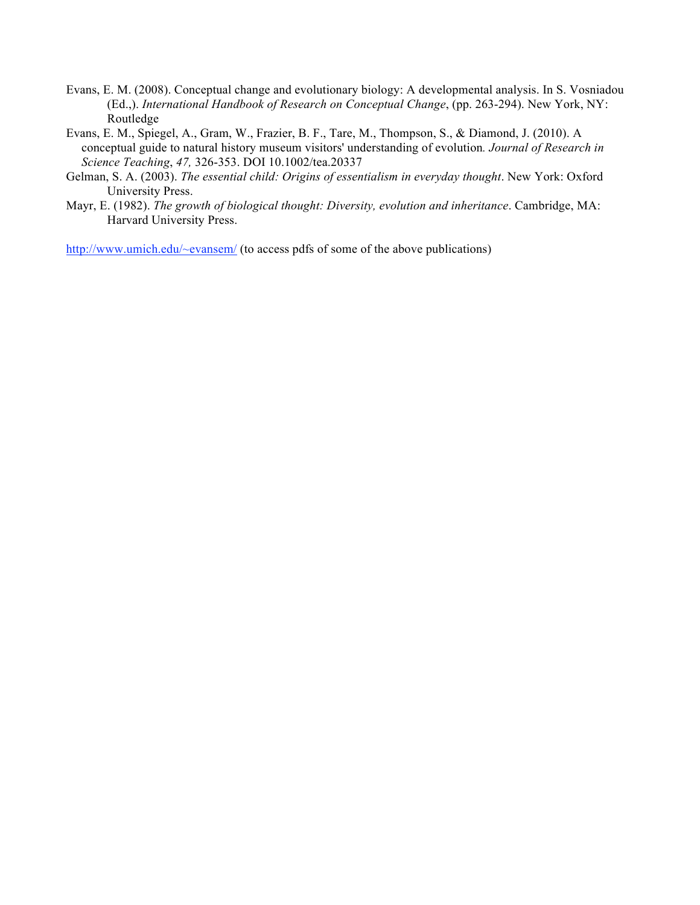Evans, E. M. (2008). Conceptual change and evolutionary biology: A developmental analysis. In S. Vosniadou (Ed.,). *International Handbook of Research on Conceptual Change*, (pp. 263-294). New York, NY: Routledge

Evans, E. M., Spiegel, A., Gram, W., Frazier, B. F., Tare, M., Thompson, S., & Diamond, J. (2010). A conceptual guide to natural history museum visitors' understanding of evolution*. Journal of Research in Science Teaching*, *47,* 326-353. DOI 10.1002/tea.20337

Gelman, S. A. (2003). *The essential child: Origins of essentialism in everyday thought*. New York: Oxford University Press.

Mayr, E. (1982). *The growth of biological thought: Diversity, evolution and inheritance*. Cambridge, MA: Harvard University Press.

http://www.umich.edu/~evansem/ (to access pdfs of some of the above publications)